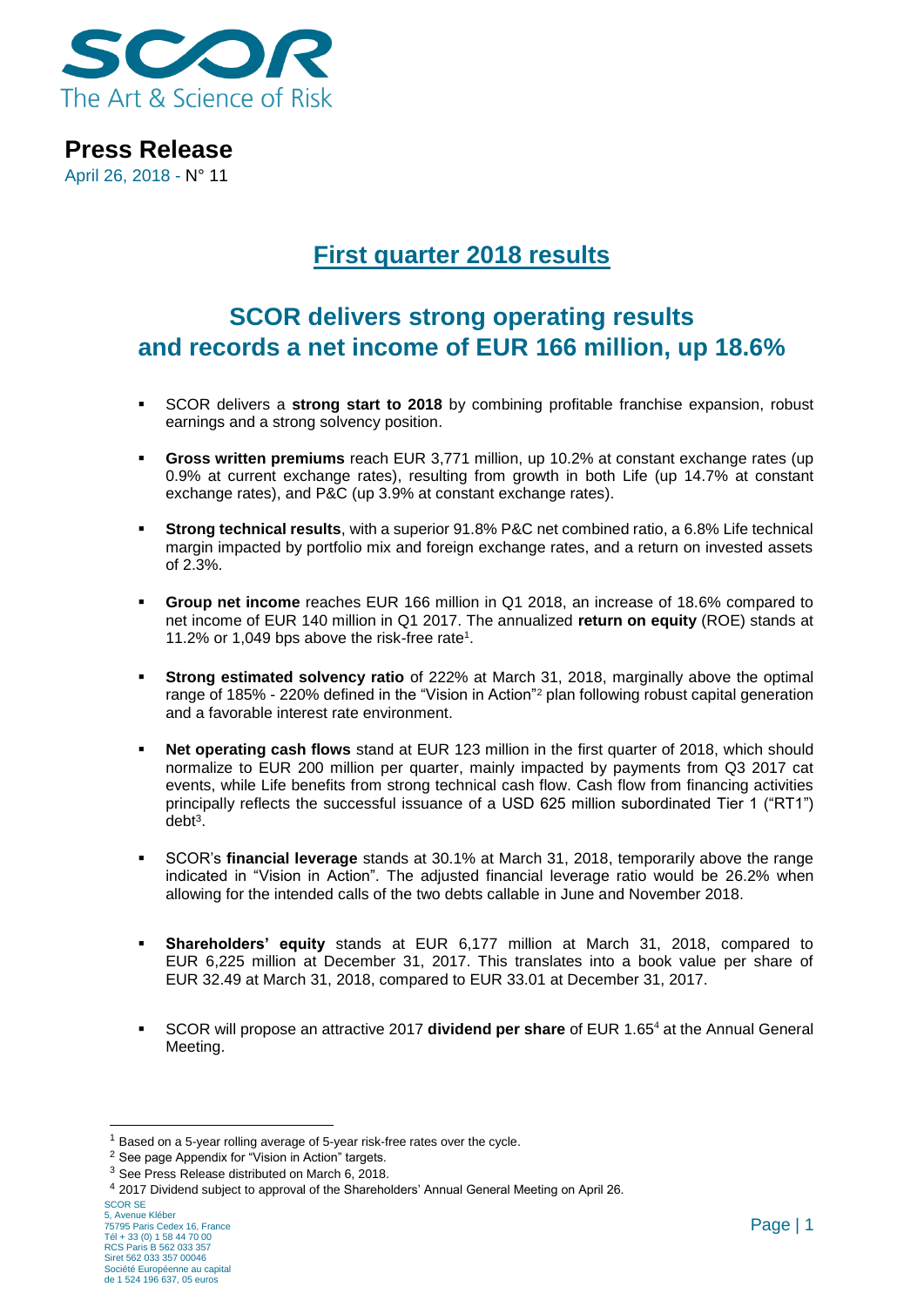# Press Release

April 26, 2018 - N° 11

## First quarter 2018 results

## SCOR delivers strong operating results and records a net income of EUR 166 million, up 18.6%

- SCOR delivers a **strong start to 2018** by combining profitable franchise expansion, robust earnings and a strong solvency position.
- **Gross written premiums** reach EUR 3,771 million, up 10.2% at constant exchange rates (up 0.9% at current exchange rates), resulting from growth in both Life (up 14.7% at constant exchange rates), and P&C (up 3.9% at constant exchange rates).
- **Strong technical results**, with a superior 91.8% P&C net combined ratio, a 6.8% Life technical margin impacted by portfolio mix and foreign exchange rates, and a return on invested assets of 2.3%.
- **Group net income** reaches EUR 166 million in Q1 2018, an increase of 18.6% compared to net income of EUR 140 million in Q1 2017. The annualized **return on equity** (ROE) stands at 11.2% or 1,049 bps above the risk-free rate[1].
- **Strong estimated solvency ratio** of 222% at March 31, 2018, marginally above the optimal range of 185% - 220% defined in the "Vision in Action"[2] plan following robust capital generation and a favorable interest rate environment.
- **Net operating cash flows** stand at EUR 123 million in the first quarter of 2018, which should normalize to EUR 200 million per quarter, mainly impacted by payments from Q3 2017 cat events, while Life benefits from strong technical cash flow. Cash flow from financing activities principally reflects the successful issuance of a USD 625 million subordinated Tier 1 ("RT1") debt[3].
- SCOR's **financial leverage** stands at 30.1% at March 31, 2018, temporarily above the range indicated in "Vision in Action". The adjusted financial leverage ratio would be 26.2% when allowing for the intended calls of the two debts callable in June and November 2018.
- **Shareholders' equity** stands at EUR 6,177 million at March 31, 2018, compared to EUR 6,225 million at December 31, 2017. This translates into a book value per share of EUR 32.49 at March 31, 2018, compared to EUR 33.01 at December 31, 2017.
- SCOR will propose an attractive 2017 **dividend per share** of EUR 1.65[4] at the Annual General Meeting.

---

[1] Based on a 5-year rolling average of 5-year risk-free rates over the cycle.

[2] See page Appendix for "Vision in Action" targets.

[3] See Press Release distributed on March 6, 2018.

[4] 2017 Dividend subject to approval of the Shareholders' Annual General Meeting on April 26.

SCOR SE
5, Avenue Kléber
75795 Paris Cedex 16, France
Tél + 33 (0) 1 58 44 70 00
RCS Paris B 562 033 357
Siret 562 033 357 00046
Société Européenne au capital de 1 524 196 637, 05 euros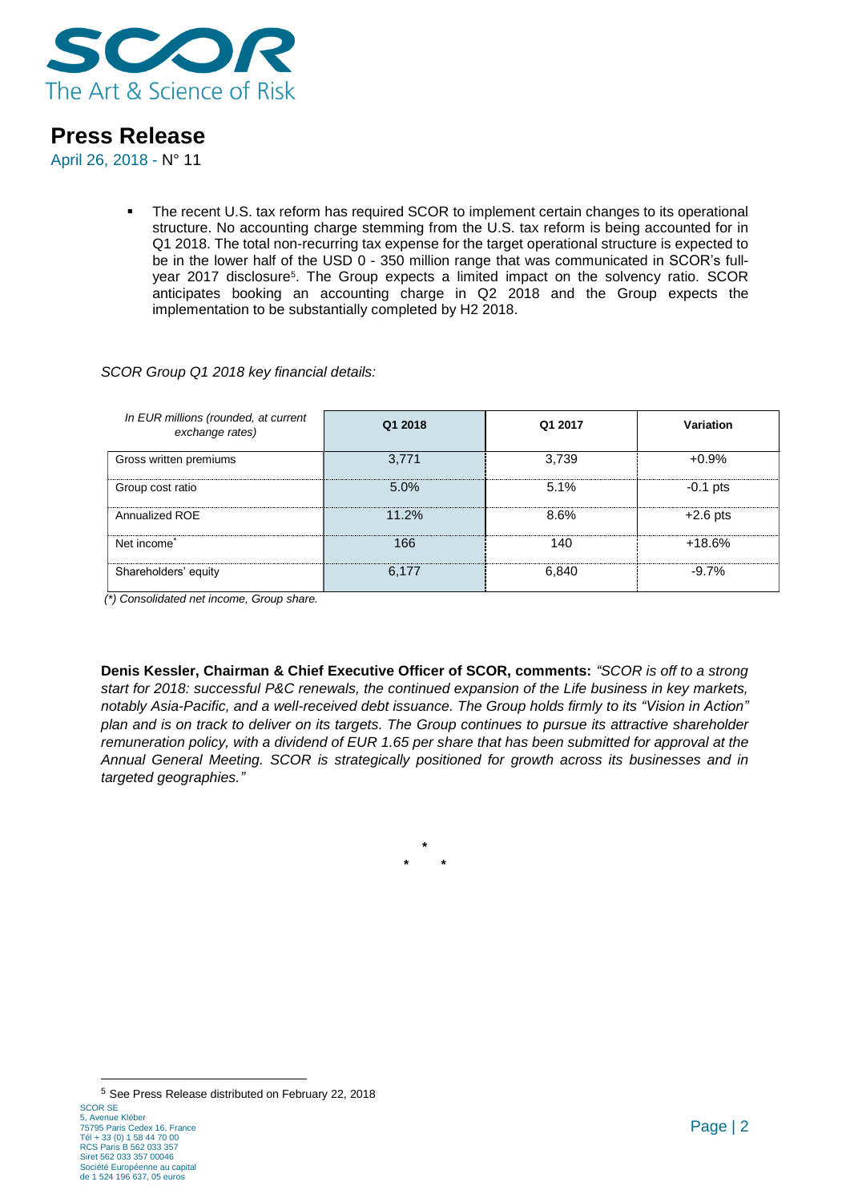- The recent U.S. tax reform has required SCOR to implement certain changes to its operational structure. No accounting charge stemming from the U.S. tax reform is being accounted for in Q1 2018. The total non-recurring tax expense for the target operational structure is expected to be in the lower half of the USD 0 - 350 million range that was communicated in SCOR's full-year 2017 disclosure[5]. The Group expects a limited impact on the solvency ratio. SCOR anticipates booking an accounting charge in Q2 2018 and the Group expects the implementation to be substantially completed by H2 2018.

*SCOR Group Q1 2018 key financial details:*

| *In EUR millions (rounded, at current exchange rates)* | Q1 2018 | Q1 2017 | Variation |
|---|---|---|---|
| Gross written premiums | 3,771 | 3,739 | +0.9% |
| Group cost ratio | 5.0% | 5.1% | -0.1 pts |
| Annualized ROE | 11.2% | 8.6% | +2.6 pts |
| Net income* | 166 | 140 | +18.6% |
| Shareholders' equity | 6,177 | 6,840 | -9.7% |

*(\*) Consolidated net income, Group share.*

**Denis Kessler, Chairman & Chief Executive Officer of SCOR, comments:** *"SCOR is off to a strong start for 2018: successful P&C renewals, the continued expansion of the Life business in key markets, notably Asia-Pacific, and a well-received debt issuance. The Group holds firmly to its "Vision in Action" plan and is on track to deliver on its targets. The Group continues to pursue its attractive shareholder remuneration policy, with a dividend of EUR 1.65 per share that has been submitted for approval at the Annual General Meeting. SCOR is strategically positioned for growth across its businesses and in targeted geographies."*

\*

\* \*

[5] See Press Release distributed on February 22, 2018

SCOR SE
5, Avenue Kléber
75795 Paris Cedex 16, France
Tél + 33 (0) 1 58 44 70 00
RCS Paris B 562 033 357
Siret 562 033 357 00046
Société Européenne au capital
de 1 524 196 637, 05 euros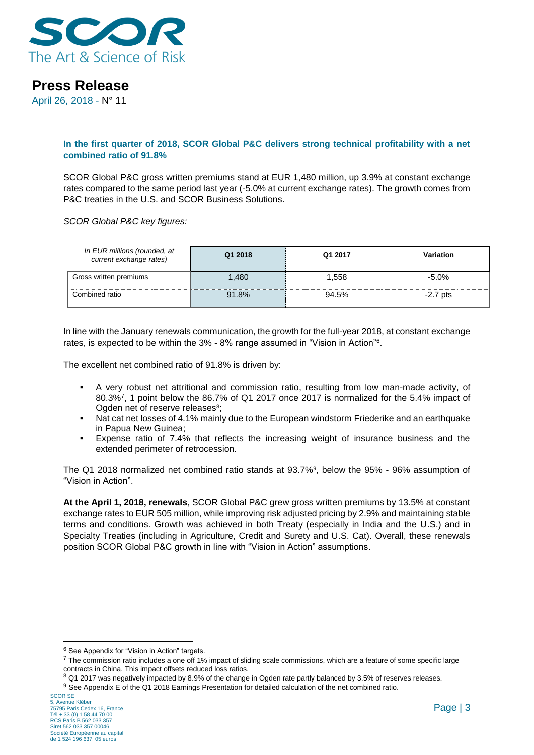# Press Release

April 26, 2018 - N° 11

**In the first quarter of 2018, SCOR Global P&C delivers strong technical profitability with a net combined ratio of 91.8%**

SCOR Global P&C gross written premiums stand at EUR 1,480 million, up 3.9% at constant exchange rates compared to the same period last year (-5.0% at current exchange rates). The growth comes from P&C treaties in the U.S. and SCOR Business Solutions.

*SCOR Global P&C key figures:*

| *In EUR millions (rounded, at current exchange rates)* | Q1 2018 | Q1 2017 | Variation |
|---|---|---|---|
| Gross written premiums | 1,480 | 1,558 | -5.0% |
| Combined ratio | 91.8% | 94.5% | -2.7 pts |

In line with the January renewals communication, the growth for the full-year 2018, at constant exchange rates, is expected to be within the 3% - 8% range assumed in "Vision in Action"[6].

The excellent net combined ratio of 91.8% is driven by:

- A very robust net attritional and commission ratio, resulting from low man-made activity, of 80.3%[7], 1 point below the 86.7% of Q1 2017 once 2017 is normalized for the 5.4% impact of Ogden net of reserve releases[8];
- Nat cat net losses of 4.1% mainly due to the European windstorm Friederike and an earthquake in Papua New Guinea;
- Expense ratio of 7.4% that reflects the increasing weight of insurance business and the extended perimeter of retrocession.

The Q1 2018 normalized net combined ratio stands at 93.7%[9], below the 95% - 96% assumption of "Vision in Action".

**At the April 1, 2018, renewals**, SCOR Global P&C grew gross written premiums by 13.5% at constant exchange rates to EUR 505 million, while improving risk adjusted pricing by 2.9% and maintaining stable terms and conditions. Growth was achieved in both Treaty (especially in India and the U.S.) and in Specialty Treaties (including in Agriculture, Credit and Surety and U.S. Cat). Overall, these renewals position SCOR Global P&C growth in line with "Vision in Action" assumptions.

---

[6] See Appendix for "Vision in Action" targets.

[7] The commission ratio includes a one off 1% impact of sliding scale commissions, which are a feature of some specific large contracts in China. This impact offsets reduced loss ratios.

[8] Q1 2017 was negatively impacted by 8.9% of the change in Ogden rate partly balanced by 3.5% of reserves releases.

[9] See Appendix E of the Q1 2018 Earnings Presentation for detailed calculation of the net combined ratio.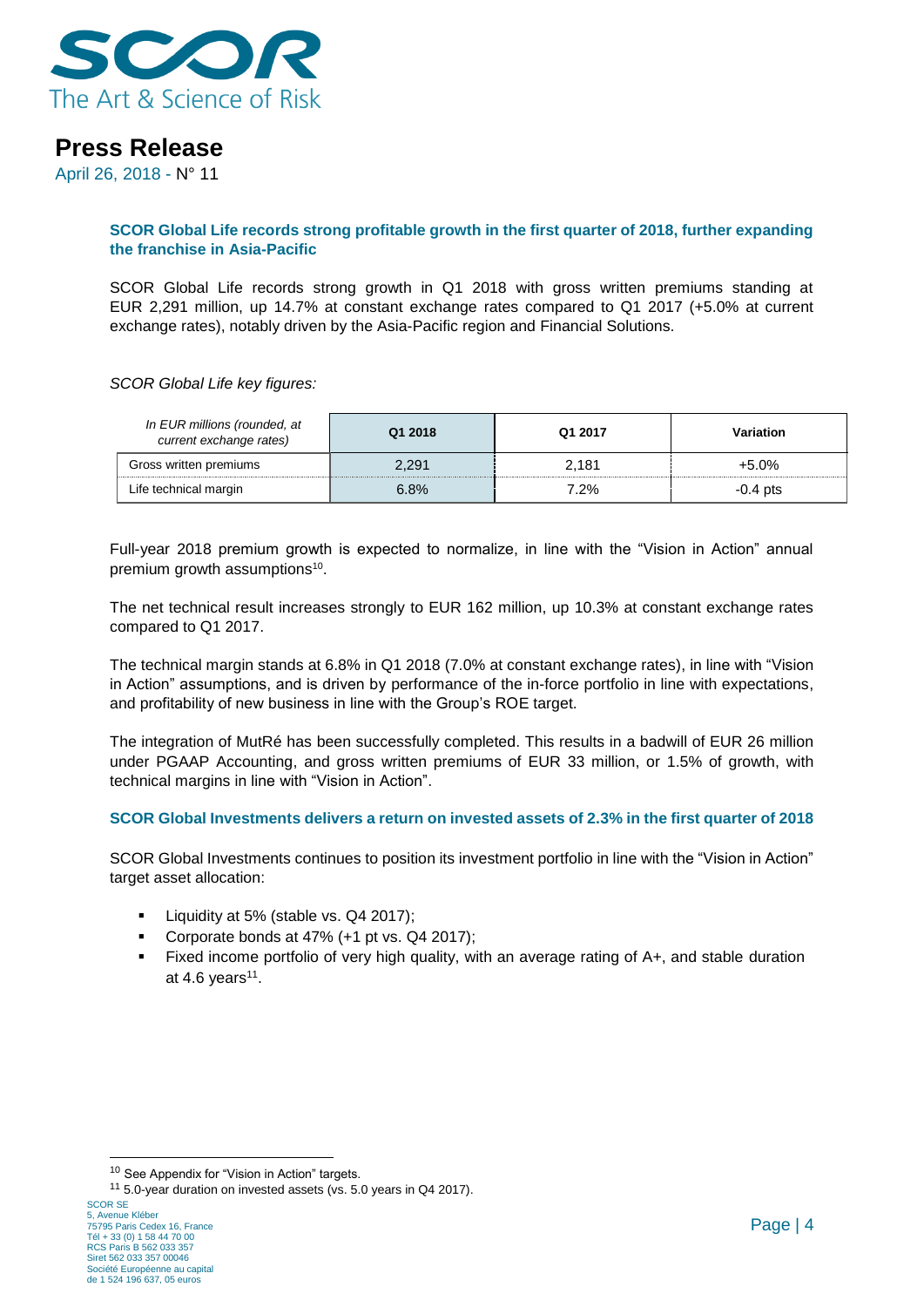# Press Release

April 26, 2018 - N° 11

**SCOR Global Life records strong profitable growth in the first quarter of 2018, further expanding the franchise in Asia-Pacific**

SCOR Global Life records strong growth in Q1 2018 with gross written premiums standing at EUR 2,291 million, up 14.7% at constant exchange rates compared to Q1 2017 (+5.0% at current exchange rates), notably driven by the Asia-Pacific region and Financial Solutions.

*SCOR Global Life key figures:*

| *In EUR millions (rounded, at current exchange rates)* | Q1 2018 | Q1 2017 | Variation |
|---|---|---|---|
| Gross written premiums | 2,291 | 2,181 | +5.0% |
| Life technical margin | 6.8% | 7.2% | -0.4 pts |

Full-year 2018 premium growth is expected to normalize, in line with the "Vision in Action" annual premium growth assumptions[10].

The net technical result increases strongly to EUR 162 million, up 10.3% at constant exchange rates compared to Q1 2017.

The technical margin stands at 6.8% in Q1 2018 (7.0% at constant exchange rates), in line with "Vision in Action" assumptions, and is driven by performance of the in-force portfolio in line with expectations, and profitability of new business in line with the Group's ROE target.

The integration of MutRé has been successfully completed. This results in a badwill of EUR 26 million under PGAAP Accounting, and gross written premiums of EUR 33 million, or 1.5% of growth, with technical margins in line with "Vision in Action".

**SCOR Global Investments delivers a return on invested assets of 2.3% in the first quarter of 2018**

SCOR Global Investments continues to position its investment portfolio in line with the "Vision in Action" target asset allocation:

- Liquidity at 5% (stable vs. Q4 2017);
- Corporate bonds at 47% (+1 pt vs. Q4 2017);
- Fixed income portfolio of very high quality, with an average rating of A+, and stable duration at 4.6 years[11].

[10] See Appendix for "Vision in Action" targets.

[11] 5.0-year duration on invested assets (vs. 5.0 years in Q4 2017).

SCOR SE
5, Avenue Kléber
75795 Paris Cedex 16, France
Tél + 33 (0) 1 58 44 70 00
RCS Paris B 562 033 357
Siret 562 033 357 00046
Société Européenne au capital de 1 524 196 637, 05 euros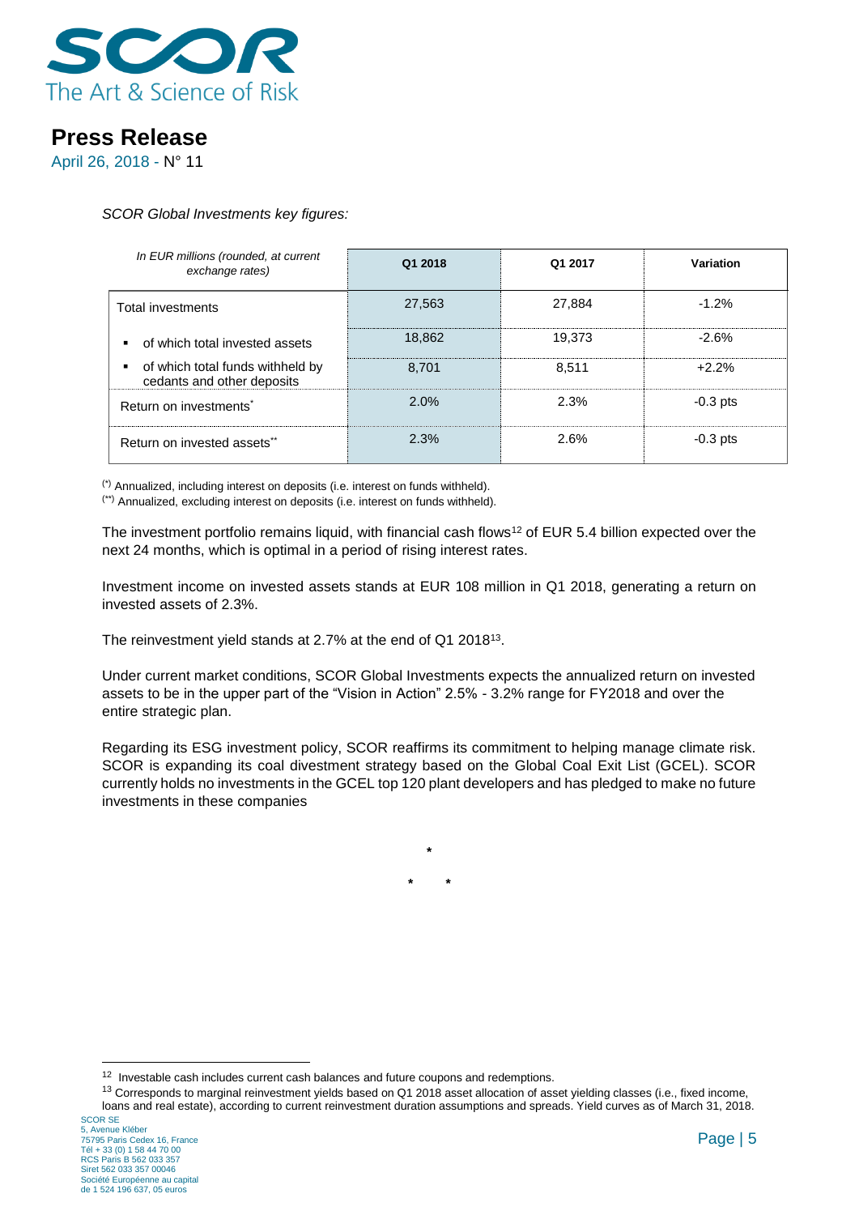*SCOR Global Investments key figures:*

| *In EUR millions (rounded, at current exchange rates)* | Q1 2018 | Q1 2017 | Variation |
|---|---|---|---|
| Total investments | 27,563 | 27,884 | -1.2% |
| ▪ of which total invested assets | 18,862 | 19,373 | -2.6% |
| ▪ of which total funds withheld by cedants and other deposits | 8,701 | 8,511 | +2.2% |
| Return on investments* | 2.0% | 2.3% | -0.3 pts |
| Return on invested assets** | 2.3% | 2.6% | -0.3 pts |

(*) Annualized, including interest on deposits (i.e. interest on funds withheld).
(**) Annualized, excluding interest on deposits (i.e. interest on funds withheld).

The investment portfolio remains liquid, with financial cash flows[12] of EUR 5.4 billion expected over the next 24 months, which is optimal in a period of rising interest rates.

Investment income on invested assets stands at EUR 108 million in Q1 2018, generating a return on invested assets of 2.3%.

The reinvestment yield stands at 2.7% at the end of Q1 2018[13].

Under current market conditions, SCOR Global Investments expects the annualized return on invested assets to be in the upper part of the "Vision in Action" 2.5% - 3.2% range for FY2018 and over the entire strategic plan.

Regarding its ESG investment policy, SCOR reaffirms its commitment to helping manage climate risk. SCOR is expanding its coal divestment strategy based on the Global Coal Exit List (GCEL). SCOR currently holds no investments in the GCEL top 120 plant developers and has pledged to make no future investments in these companies

\*

\* \*

[12] Investable cash includes current cash balances and future coupons and redemptions.

[13] Corresponds to marginal reinvestment yields based on Q1 2018 asset allocation of asset yielding classes (i.e., fixed income, loans and real estate), according to current reinvestment duration assumptions and spreads. Yield curves as of March 31, 2018.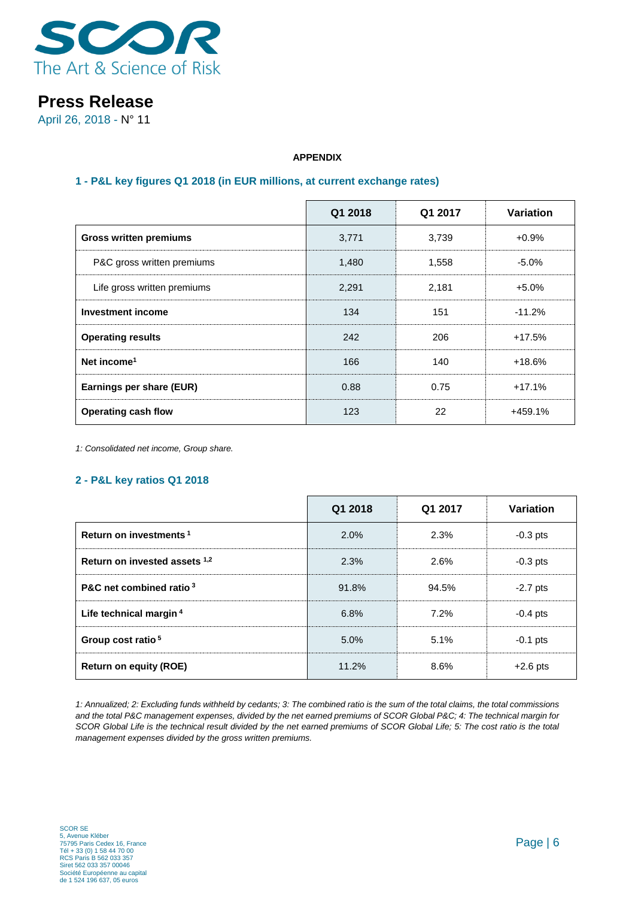**APPENDIX**

## 1 - P&L key figures Q1 2018 (in EUR millions, at current exchange rates)

| | Q1 2018 | Q1 2017 | Variation |
|---|---|---|---|
| **Gross written premiums** | 3,771 | 3,739 | +0.9% |
| P&C gross written premiums | 1,480 | 1,558 | -5.0% |
| Life gross written premiums | 2,291 | 2,181 | +5.0% |
| **Investment income** | 134 | 151 | -11.2% |
| **Operating results** | 242 | 206 | +17.5% |
| **Net income**[1] | 166 | 140 | +18.6% |
| **Earnings per share (EUR)** | 0.88 | 0.75 | +17.1% |
| **Operating cash flow** | 123 | 22 | +459.1% |

*1: Consolidated net income, Group share.*

## 2 - P&L key ratios Q1 2018

| | Q1 2018 | Q1 2017 | Variation |
|---|---|---|---|
| **Return on investments** [1] | 2.0% | 2.3% | -0.3 pts |
| **Return on invested assets** [1,2] | 2.3% | 2.6% | -0.3 pts |
| **P&C net combined ratio** [3] | 91.8% | 94.5% | -2.7 pts |
| **Life technical margin** [4] | 6.8% | 7.2% | -0.4 pts |
| **Group cost ratio** [5] | 5.0% | 5.1% | -0.1 pts |
| **Return on equity (ROE)** | 11.2% | 8.6% | +2.6 pts |

*1: Annualized; 2: Excluding funds withheld by cedants; 3: The combined ratio is the sum of the total claims, the total commissions and the total P&C management expenses, divided by the net earned premiums of SCOR Global P&C; 4: The technical margin for SCOR Global Life is the technical result divided by the net earned premiums of SCOR Global Life; 5: The cost ratio is the total management expenses divided by the gross written premiums.*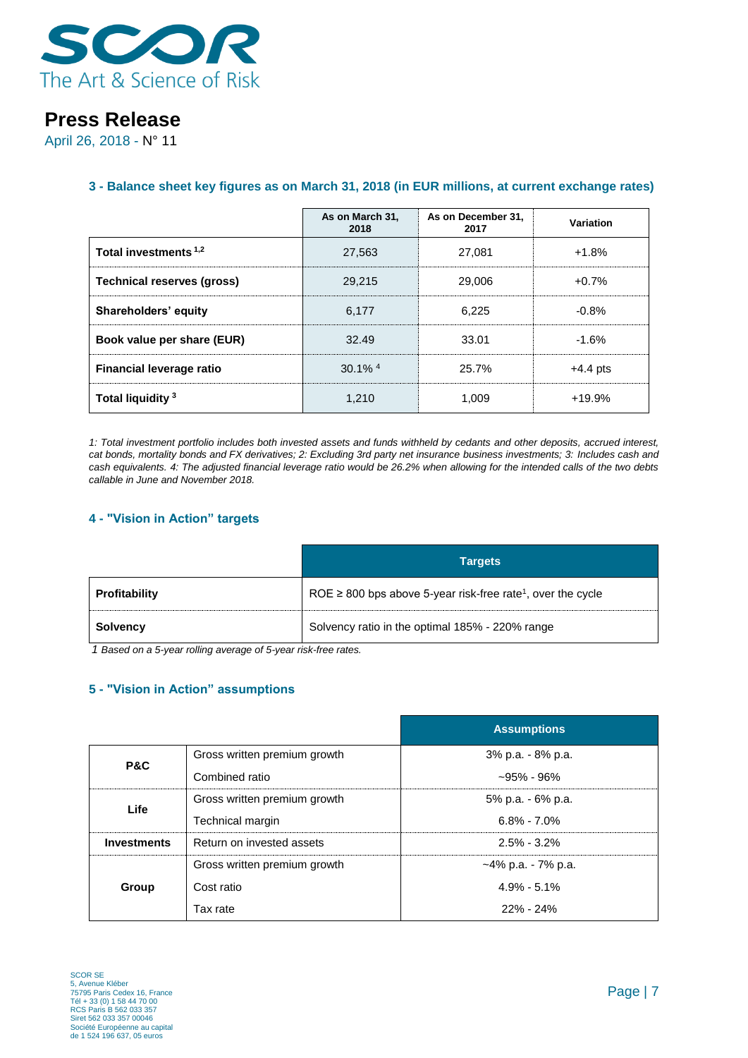# Press Release

April 26, 2018 - N° 11

### 3 - Balance sheet key figures as on March 31, 2018 (in EUR millions, at current exchange rates)

| | As on March 31, 2018 | As on December 31, 2017 | Variation |
|---|---|---|---|
| **Total investments** [1,2] | 27,563 | 27,081 | +1.8% |
| **Technical reserves (gross)** | 29,215 | 29,006 | +0.7% |
| **Shareholders' equity** | 6,177 | 6,225 | -0.8% |
| **Book value per share (EUR)** | 32.49 | 33.01 | -1.6% |
| **Financial leverage ratio** | 30.1% [4] | 25.7% | +4.4 pts |
| **Total liquidity** [3] | 1,210 | 1,009 | +19.9% |

*1: Total investment portfolio includes both invested assets and funds withheld by cedants and other deposits, accrued interest, cat bonds, mortality bonds and FX derivatives; 2: Excluding 3rd party net insurance business investments; 3: Includes cash and cash equivalents. 4: The adjusted financial leverage ratio would be 26.2% when allowing for the intended calls of the two debts callable in June and November 2018.*

### 4 - "Vision in Action" targets

| | Targets |
|---|---|
| **Profitability** | ROE ≥ 800 bps above 5-year risk-free rate[1], over the cycle |
| **Solvency** | Solvency ratio in the optimal 185% - 220% range |

*1 Based on a 5-year rolling average of 5-year risk-free rates.*

### 5 - "Vision in Action" assumptions

| | | Assumptions |
|---|---|---|
| **P&C** | Gross written premium growth | 3% p.a. - 8% p.a. |
| | Combined ratio | ~95% - 96% |
| **Life** | Gross written premium growth | 5% p.a. - 6% p.a. |
| | Technical margin | 6.8% - 7.0% |
| **Investments** | Return on invested assets | 2.5% - 3.2% |
| **Group** | Gross written premium growth | ~4% p.a. - 7% p.a. |
| | Cost ratio | 4.9% - 5.1% |
| | Tax rate | 22% - 24% |

SCOR SE
5, Avenue Kléber
75795 Paris Cedex 16, France
Tél + 33 (0) 1 58 44 70 00
RCS Paris B 562 033 357
Siret 562 033 357 00046
Société Européenne au capital
de 1 524 196 637, 05 euros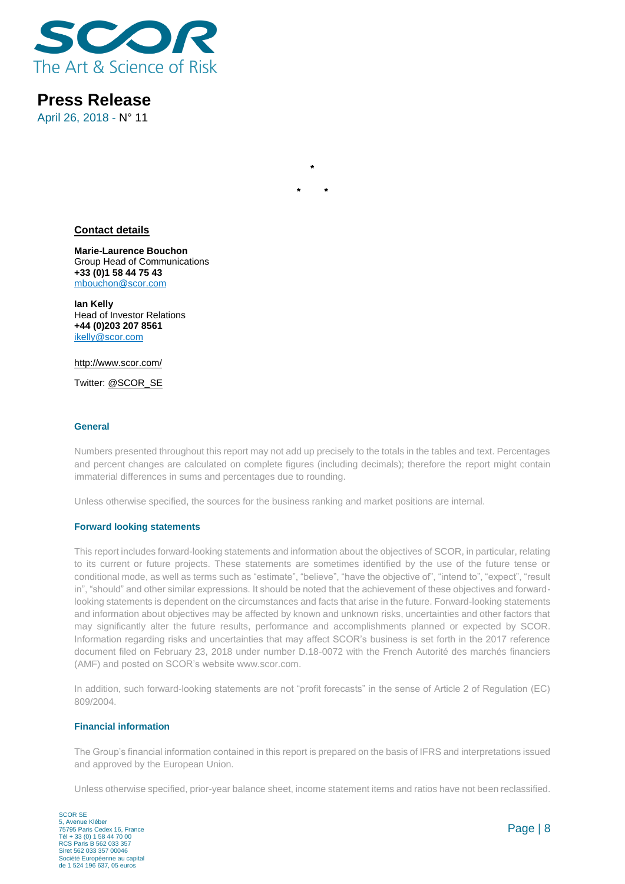SCOR
The Art & Science of Risk

# Press Release

April 26, 2018 - N° 11

*

\*      *

**Contact details**

**Marie-Laurence Bouchon**
Group Head of Communications
**+33 (0)1 58 44 75 43**
mbouchon@scor.com

**Ian Kelly**
Head of Investor Relations
**+44 (0)203 207 8561**
ikelly@scor.com

http://www.scor.com/

Twitter: @SCOR_SE

### General

Numbers presented throughout this report may not add up precisely to the totals in the tables and text. Percentages and percent changes are calculated on complete figures (including decimals); therefore the report might contain immaterial differences in sums and percentages due to rounding.

Unless otherwise specified, the sources for the business ranking and market positions are internal.

### Forward looking statements

This report includes forward-looking statements and information about the objectives of SCOR, in particular, relating to its current or future projects. These statements are sometimes identified by the use of the future tense or conditional mode, as well as terms such as "estimate", "believe", "have the objective of", "intend to", "expect", "result in", "should" and other similar expressions. It should be noted that the achievement of these objectives and forward-looking statements is dependent on the circumstances and facts that arise in the future. Forward-looking statements and information about objectives may be affected by known and unknown risks, uncertainties and other factors that may significantly alter the future results, performance and accomplishments planned or expected by SCOR. Information regarding risks and uncertainties that may affect SCOR's business is set forth in the 2017 reference document filed on February 23, 2018 under number D.18-0072 with the French Autorité des marchés financiers (AMF) and posted on SCOR's website www.scor.com.

In addition, such forward-looking statements are not "profit forecasts" in the sense of Article 2 of Regulation (EC) 809/2004.

### Financial information

The Group's financial information contained in this report is prepared on the basis of IFRS and interpretations issued and approved by the European Union.

Unless otherwise specified, prior-year balance sheet, income statement items and ratios have not been reclassified.

SCOR SE
5, Avenue Kléber
75795 Paris Cedex 16, France
Tél + 33 (0) 1 58 44 70 00
RCS Paris B 562 033 357
Siret 562 033 357 00046
Société Européenne au capital
de 1 524 196 637, 05 euros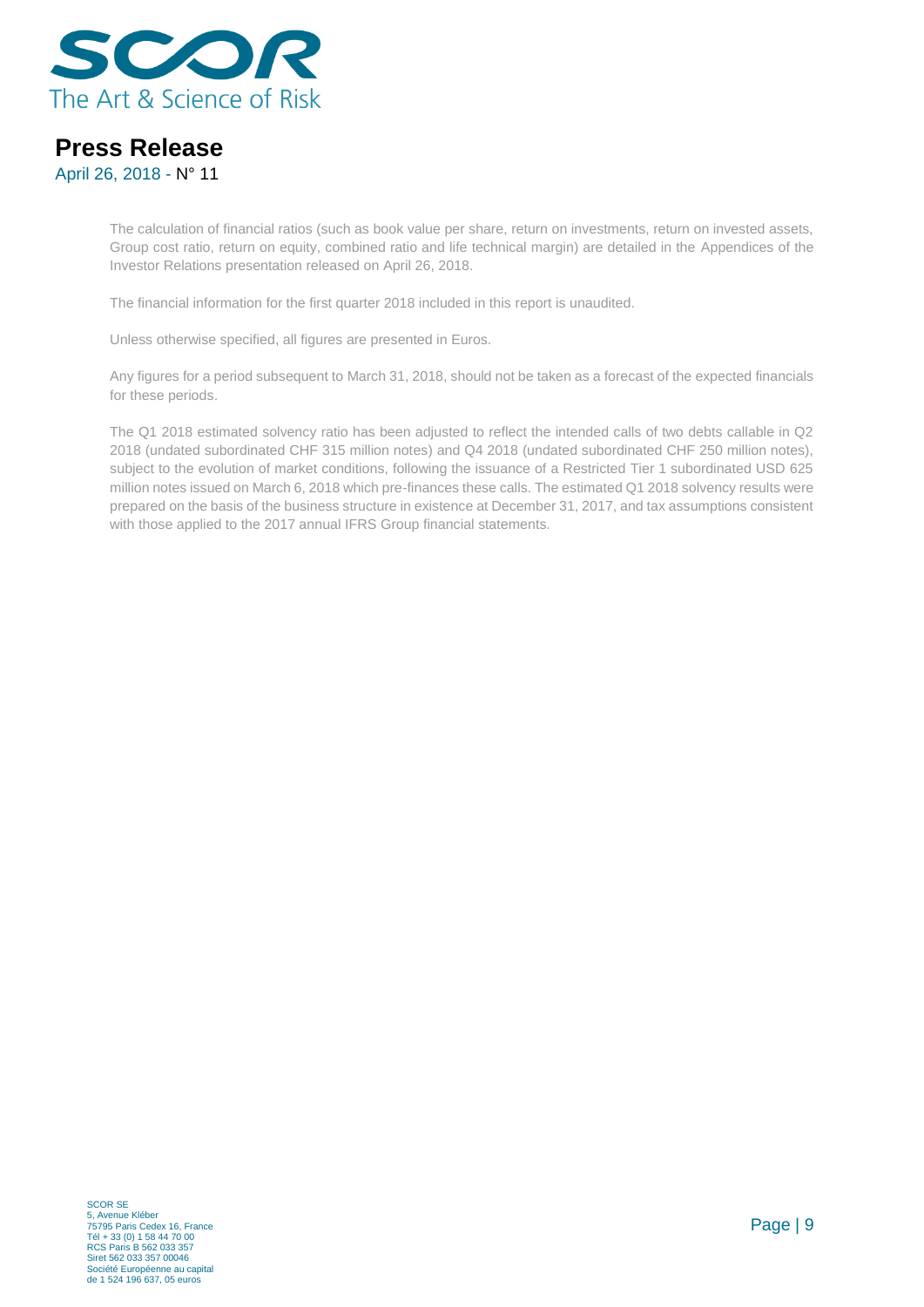# Press Release

April 26, 2018 - N° 11

The calculation of financial ratios (such as book value per share, return on investments, return on invested assets, Group cost ratio, return on equity, combined ratio and life technical margin) are detailed in the Appendices of the Investor Relations presentation released on April 26, 2018.

The financial information for the first quarter 2018 included in this report is unaudited.

Unless otherwise specified, all figures are presented in Euros.

Any figures for a period subsequent to March 31, 2018, should not be taken as a forecast of the expected financials for these periods.

The Q1 2018 estimated solvency ratio has been adjusted to reflect the intended calls of two debts callable in Q2 2018 (undated subordinated CHF 315 million notes) and Q4 2018 (undated subordinated CHF 250 million notes), subject to the evolution of market conditions, following the issuance of a Restricted Tier 1 subordinated USD 625 million notes issued on March 6, 2018 which pre-finances these calls. The estimated Q1 2018 solvency results were prepared on the basis of the business structure in existence at December 31, 2017, and tax assumptions consistent with those applied to the 2017 annual IFRS Group financial statements.

SCOR SE
5, Avenue Kléber
75795 Paris Cedex 16, France
Tél + 33 (0) 1 58 44 70 00
RCS Paris B 562 033 357
Siret 562 033 357 00046
Société Européenne au capital
de 1 524 196 637, 05 euros